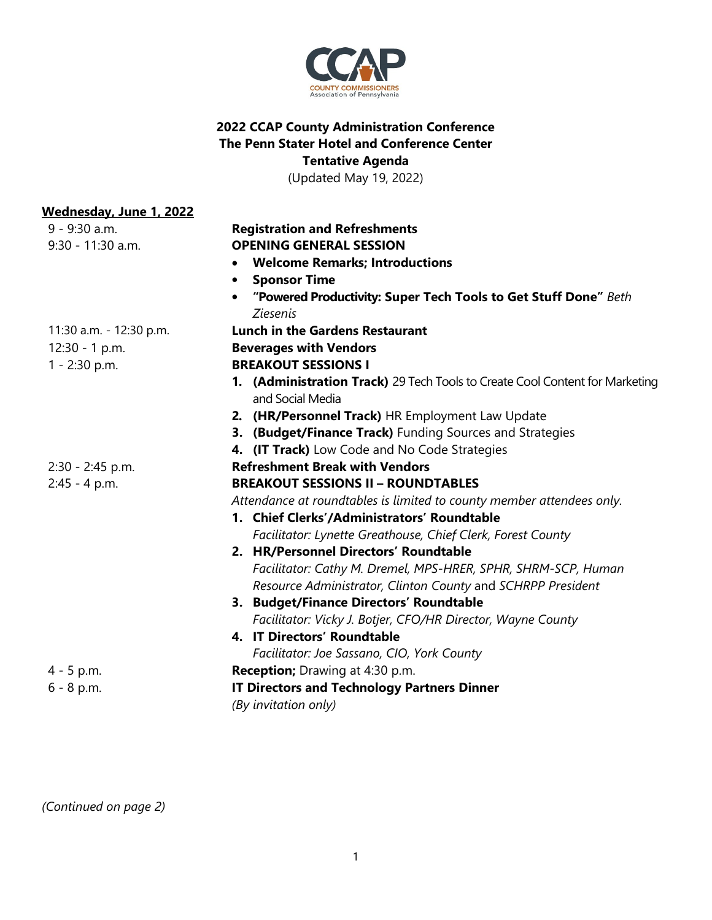**2022 CCAP County Administration Conference**
**The Penn Stater Hotel and Conference Center**
**Tentative Agenda**
(Updated May 19, 2022)

**Wednesday, June 1, 2022**

9 - 9:30 a.m. — **Registration and Refreshments**

9:30 - 11:30 a.m. — **OPENING GENERAL SESSION**

- **Welcome Remarks; Introductions**
- **Sponsor Time**
- **"Powered Productivity: Super Tech Tools to Get Stuff Done"** *Beth Ziesenis*

11:30 a.m. - 12:30 p.m. — **Lunch in the Gardens Restaurant**

12:30 - 1 p.m. — **Beverages with Vendors**

1 - 2:30 p.m. — **BREAKOUT SESSIONS I**

1. **(Administration Track)** 29 Tech Tools to Create Cool Content for Marketing and Social Media
2. **(HR/Personnel Track)** HR Employment Law Update
3. **(Budget/Finance Track)** Funding Sources and Strategies
4. **(IT Track)** Low Code and No Code Strategies

2:30 - 2:45 p.m. — **Refreshment Break with Vendors**

2:45 - 4 p.m. — **BREAKOUT SESSIONS II – ROUNDTABLES**

*Attendance at roundtables is limited to county member attendees only.*

1. **Chief Clerks'/Administrators' Roundtable**
   *Facilitator: Lynette Greathouse, Chief Clerk, Forest County*
2. **HR/Personnel Directors' Roundtable**
   *Facilitator: Cathy M. Dremel, MPS-HRER, SPHR, SHRM-SCP, Human Resource Administrator, Clinton County* and *SCHRPP President*
3. **Budget/Finance Directors' Roundtable**
   *Facilitator: Vicky J. Botjer, CFO/HR Director, Wayne County*
4. **IT Directors' Roundtable**
   *Facilitator: Joe Sassano, CIO, York County*

4 - 5 p.m. — **Reception;** Drawing at 4:30 p.m.

6 - 8 p.m. — **IT Directors and Technology Partners Dinner**
*(By invitation only)*

*(Continued on page 2)*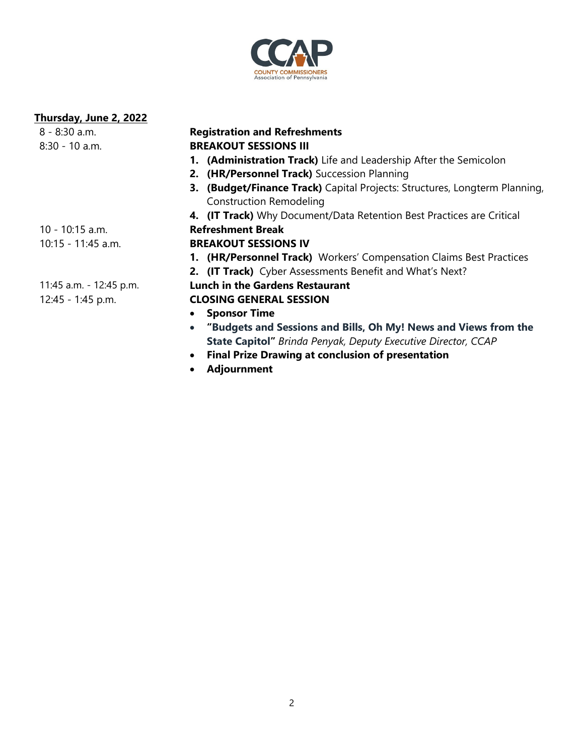**Thursday, June 2, 2022**

| | |
|---|---|
| 8 - 8:30 a.m. | **Registration and Refreshments** |
| 8:30 - 10 a.m. | **BREAKOUT SESSIONS III**<br>1. **(Administration Track)** Life and Leadership After the Semicolon<br>2. **(HR/Personnel Track)** Succession Planning<br>3. **(Budget/Finance Track)** Capital Projects: Structures, Longterm Planning, Construction Remodeling<br>4. **(IT Track)** Why Document/Data Retention Best Practices are Critical |
| 10 - 10:15 a.m. | **Refreshment Break** |
| 10:15 - 11:45 a.m. | **BREAKOUT SESSIONS IV**<br>1. **(HR/Personnel Track)** Workers' Compensation Claims Best Practices<br>2. **(IT Track)** Cyber Assessments Benefit and What's Next? |
| 11:45 a.m. - 12:45 p.m. | **Lunch in the Gardens Restaurant** |
| 12:45 - 1:45 p.m. | **CLOSING GENERAL SESSION**<br>• **Sponsor Time**<br>• **"Budgets and Sessions and Bills, Oh My! News and Views from the State Capitol"** *Brinda Penyak, Deputy Executive Director, CCAP*<br>• **Final Prize Drawing at conclusion of presentation**<br>• **Adjournment** |